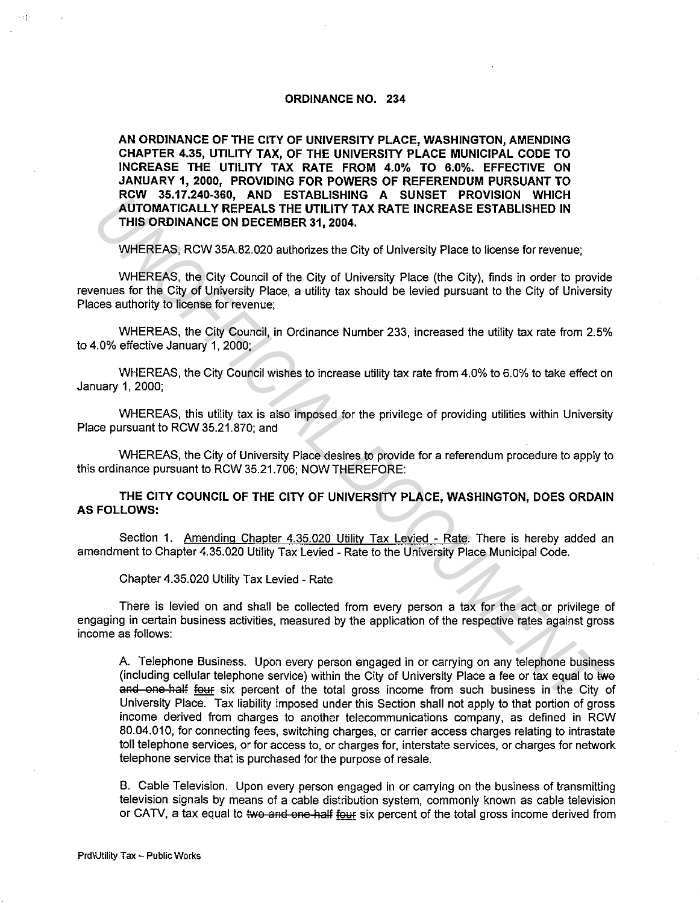# ORDINANCE NO. 234

**AN ORDINANCE OF THE CITY OF UNIVERSITY PLACE, WASHINGTON, AMENDING CHAPTER 4.35, UTILITY TAX, OF THE UNIVERSITY PLACE MUNICIPAL CODE TO INCREASE THE UTILITY TAX RATE FROM 4.0% TO 6.0%. EFFECTIVE ON JANUARY 1, 2000, PROVIDING FOR POWERS OF REFERENDUM PURSUANT TO RCW 35.17.240-360, AND ESTABLISHING A SUNSET PROVISION WHICH AUTOMATICALLY REPEALS THE UTILITY TAX RATE INCREASE ESTABLISHED IN THIS ORDINANCE ON DECEMBER 31, 2004.**

WHEREAS, RCW 35A.82.020 authorizes the City of University Place to license for revenue;

WHEREAS, the City Council of the City of University Place (the City), finds in order to provide revenues for the City of University Place, a utility tax should be levied pursuant to the City of University Places authority to license for revenue;

WHEREAS, the City Council, in Ordinance Number 233, increased the utility tax rate from 2.5% to 4.0% effective January 1, 2000;

WHEREAS, the City Council wishes to increase utility tax rate from 4.0% to 6.0% to take effect on January 1, 2000;

WHEREAS, this utility tax is also imposed for the privilege of providing utilities within University Place pursuant to RCW 35.21.870; and

WHEREAS, the City of University Place desires to provide for a referendum procedure to apply to this ordinance pursuant to RCW 35.21.706; NOW THEREFORE:

**THE CITY COUNCIL OF THE CITY OF UNIVERSITY PLACE, WASHINGTON, DOES ORDAIN AS FOLLOWS:**

Section 1. Amending Chapter 4.35.020 Utility Tax Levied - Rate. There is hereby added an amendment to Chapter 4.35.020 Utility Tax Levied - Rate to the University Place Municipal Code.

Chapter 4.35.020 Utility Tax Levied - Rate

There is levied on and shall be collected from every person a tax for the act or privilege of engaging in certain business activities, measured by the application of the respective rates against gross income as follows:

A. Telephone Business. Upon every person engaged in or carrying on any telephone business (including cellular telephone service) within the City of University Place a fee or tax equal to ~~two and one-half~~ ~~four~~ six percent of the total gross income from such business in the City of University Place. Tax liability imposed under this Section shall not apply to that portion of gross income derived from charges to another telecommunications company, as defined in RCW 80.04.010, for connecting fees, switching charges, or carrier access charges relating to intrastate toll telephone services, or for access to, or charges for, interstate services, or charges for network telephone service that is purchased for the purpose of resale.

B. Cable Television. Upon every person engaged in or carrying on the business of transmitting television signals by means of a cable distribution system, commonly known as cable television or CATV, a tax equal to ~~two and one-half~~ ~~four~~ six percent of the total gross income derived from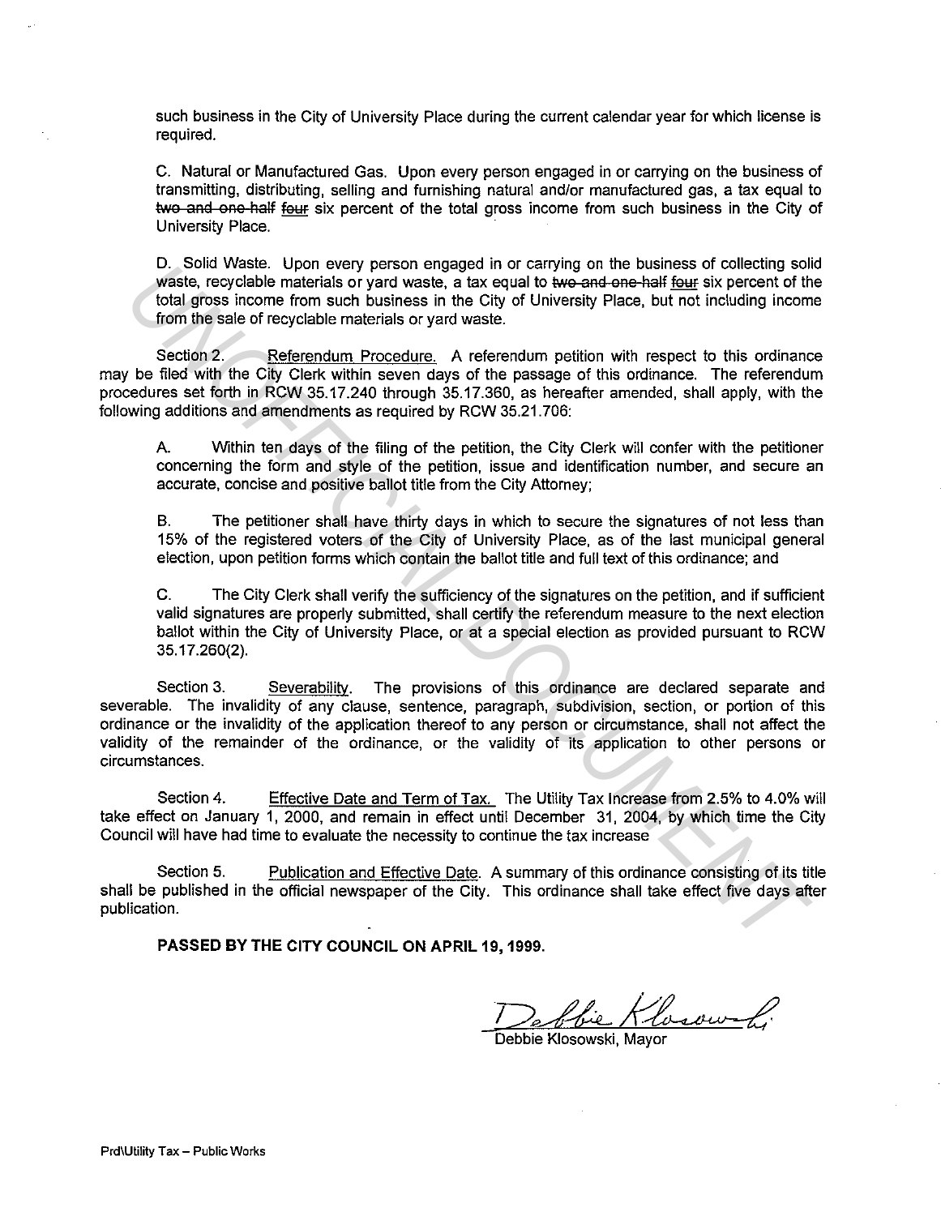such business in the City of University Place during the current calendar year for which license is required.

C. Natural or Manufactured Gas. Upon every person engaged in or carrying on the business of transmitting, distributing, selling and furnishing natural and/or manufactured gas, a tax equal to ~~two and one-half~~ ~~four~~ six percent of the total gross income from such business in the City of University Place.

D. Solid Waste. Upon every person engaged in or carrying on the business of collecting solid waste, recyclable materials or yard waste, a tax equal to ~~two and one-half~~ ~~four~~ six percent of the total gross income from such business in the City of University Place, but not including income from the sale of recyclable materials or yard waste.

Section 2. Referendum Procedure. A referendum petition with respect to this ordinance may be filed with the City Clerk within seven days of the passage of this ordinance. The referendum procedures set forth in RCW 35.17.240 through 35.17.360, as hereafter amended, shall apply, with the following additions and amendments as required by RCW 35.21.706:

A. Within ten days of the filing of the petition, the City Clerk will confer with the petitioner concerning the form and style of the petition, issue and identification number, and secure an accurate, concise and positive ballot title from the City Attorney;

B. The petitioner shall have thirty days in which to secure the signatures of not less than 15% of the registered voters of the City of University Place, as of the last municipal general election, upon petition forms which contain the ballot title and full text of this ordinance; and

C. The City Clerk shall verify the sufficiency of the signatures on the petition, and if sufficient valid signatures are properly submitted, shall certify the referendum measure to the next election ballot within the City of University Place, or at a special election as provided pursuant to RCW 35.17.260(2).

Section 3. Severability. The provisions of this ordinance are declared separate and severable. The invalidity of any clause, sentence, paragraph, subdivision, section, or portion of this ordinance or the invalidity of the application thereof to any person or circumstance, shall not affect the validity of the remainder of the ordinance, or the validity of its application to other persons or circumstances.

Section 4. Effective Date and Term of Tax. The Utility Tax Increase from 2.5% to 4.0% will take effect on January 1, 2000, and remain in effect until December 31, 2004, by which time the City Council will have had time to evaluate the necessity to continue the tax increase

Section 5. Publication and Effective Date. A summary of this ordinance consisting of its title shall be published in the official newspaper of the City. This ordinance shall take effect five days after publication.

**PASSED BY THE CITY COUNCIL ON APRIL 19, 1999.**

Debbie Klosowski

Debbie Klosowski, Mayor

Prd\Utility Tax – Public Works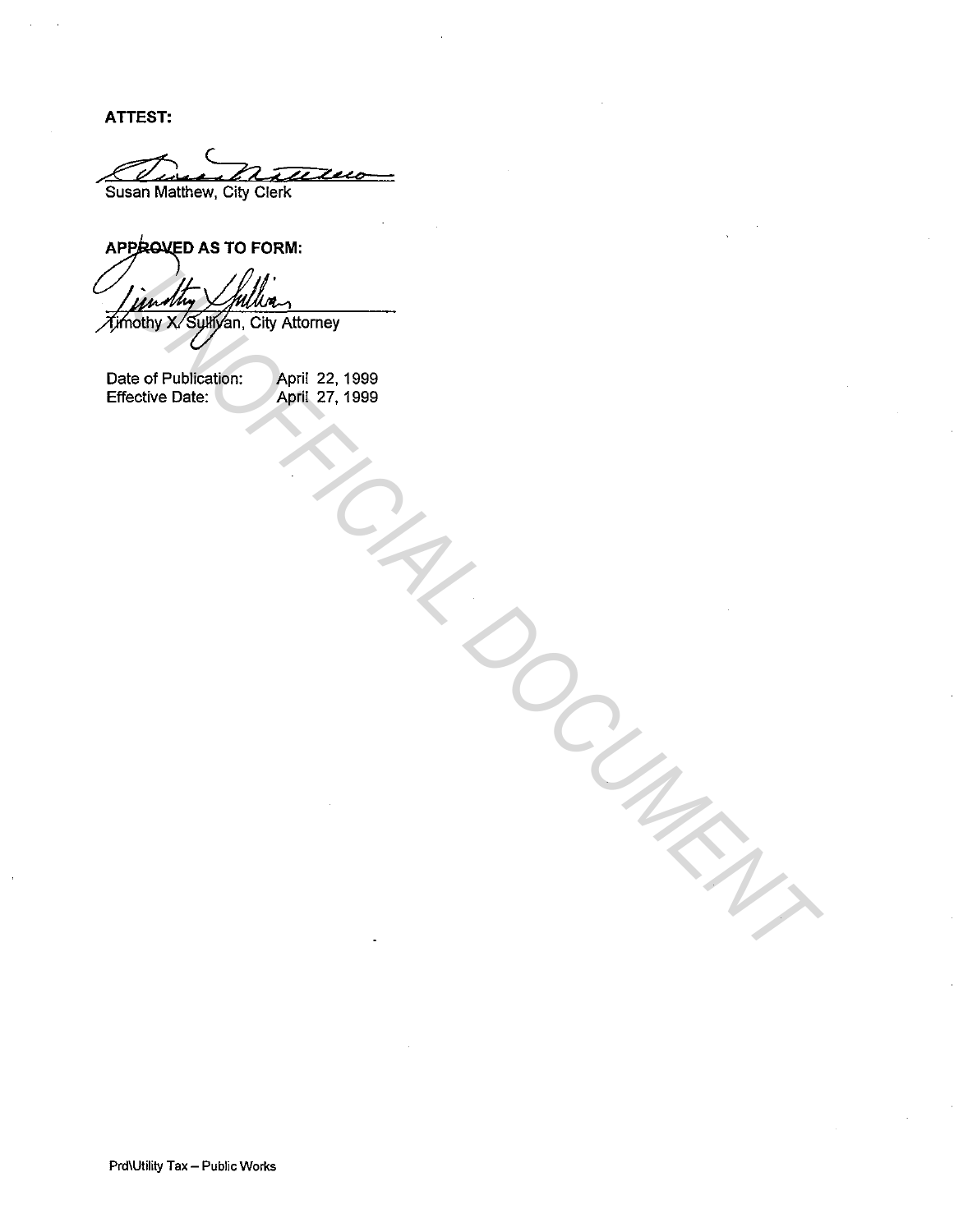**ATTEST:**

Susan Matthew, City Clerk

**APPROVED AS TO FORM:**

Timothy X. Sullivan, City Attorney

| | |
|---|---|
| Date of Publication: | April 22, 1999 |
| Effective Date: | April 27, 1999 |

UNOFFICIAL DOCUMENT

Prd\Utility Tax – Public Works